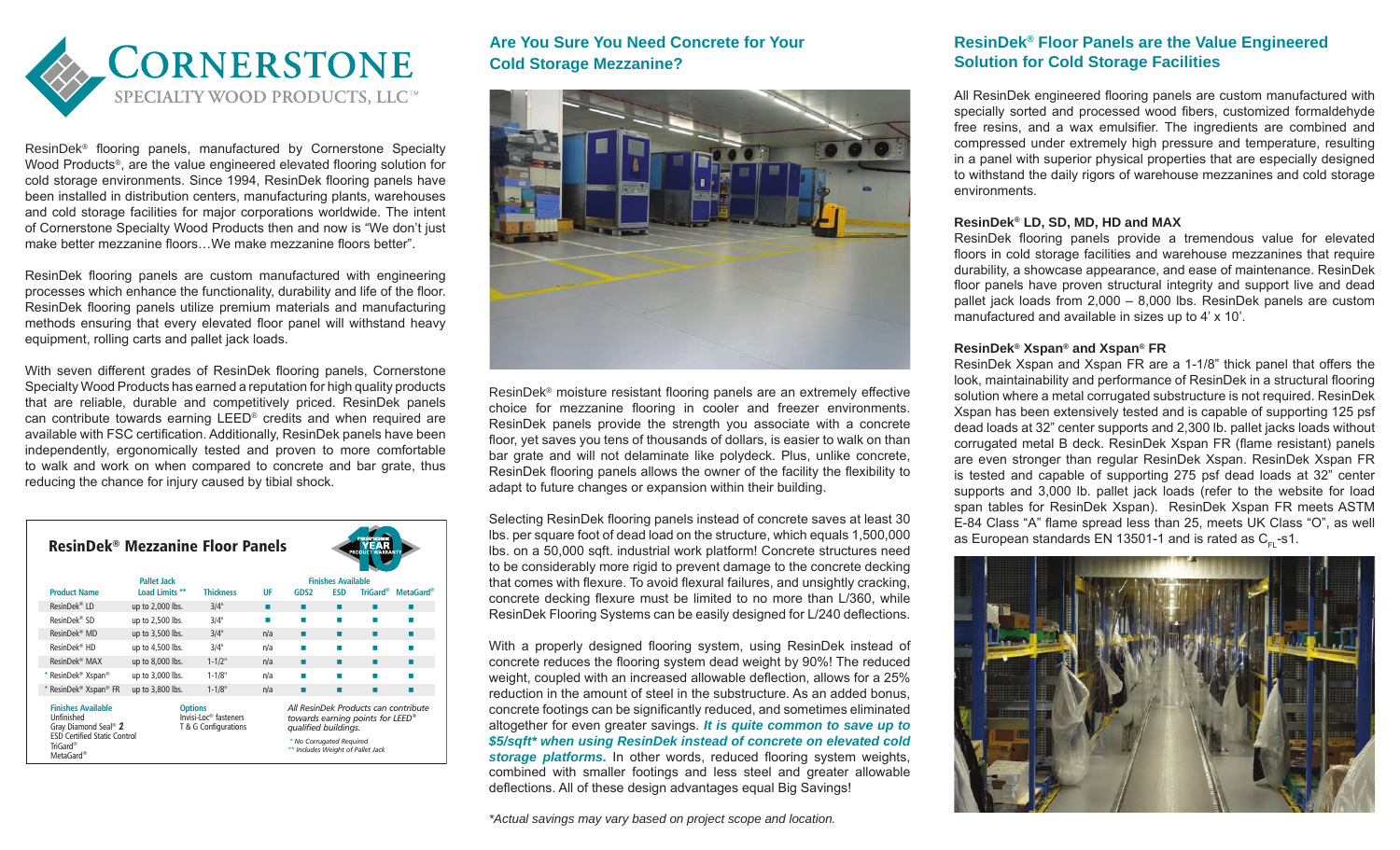# CORNERSTONE

SPECIALTY WOOD PRODUCTS, LLC™

ResinDek® flooring panels, manufactured by Cornerstone Specialty Wood Products®, are the value engineered elevated flooring solution for cold storage environments. Since 1994, ResinDek flooring panels have been installed in distribution centers, manufacturing plants, warehouses and cold storage facilities for major corporations worldwide. The intent of Cornerstone Specialty Wood Products then and now is "We don't just make better mezzanine floors…We make mezzanine floors better".

ResinDek flooring panels are custom manufactured with engineering processes which enhance the functionality, durability and life of the floor. ResinDek flooring panels utilize premium materials and manufacturing methods ensuring that every elevated floor panel will withstand heavy equipment, rolling carts and pallet jack loads.

With seven different grades of ResinDek flooring panels, Cornerstone Specialty Wood Products has earned a reputation for high quality products that are reliable, durable and competitively priced. ResinDek panels can contribute towards earning LEED® credits and when required are available with FSC certification. Additionally, ResinDek panels have been independently, ergonomically tested and proven to more comfortable to walk and work on when compared to concrete and bar grate, thus reducing the chance for injury caused by tibial shock.

### ResinDek® Mezzanine Floor Panels

| Product Name | Pallet Jack Load Limits ** | Thickness | Finishes Available | | | | |
|---|---|---|---|---|---|---|---|
| | | | UF | GDS2 | ESD | TriGard® | MetaGard® |
| ResinDek® LD | up to 2,000 lbs. | 3/4" | ■ | ■ | ■ | ■ | ■ |
| ResinDek® SD | up to 2,500 lbs. | 3/4" | ■ | ■ | ■ | ■ | ■ |
| ResinDek® MD | up to 3,500 lbs. | 3/4" | n/a | ■ | ■ | ■ | ■ |
| ResinDek® HD | up to 4,500 lbs. | 3/4" | n/a | ■ | ■ | ■ | ■ |
| ResinDek® MAX | up to 8,000 lbs. | 1-1/2" | n/a | ■ | ■ | ■ | ■ |
| * ResinDek® Xspan® | up to 3,000 lbs. | 1-1/8" | n/a | ■ | ■ | ■ | ■ |
| * ResinDek® Xspan® FR | up to 3,800 lbs. | 1-1/8" | n/a | ■ | ■ | ■ | ■ |

**Finishes Available**
Unfinished
Gray Diamond Seal® 2
ESD Certified Static Control
TriGard®
MetaGard®

**Options**
Invisi-Loc® fasteners
T & G Configurations

*All ResinDek Products can contribute towards earning points for LEED® qualified buildings.*

*\* No Corrugated Required*
*\*\* Includes Weight of Pallet Jack*

## Are You Sure You Need Concrete for Your Cold Storage Mezzanine?

ResinDek® moisture resistant flooring panels are an extremely effective choice for mezzanine flooring in cooler and freezer environments. ResinDek panels provide the strength you associate with a concrete floor, yet saves you tens of thousands of dollars, is easier to walk on than bar grate and will not delaminate like polydeck. Plus, unlike concrete, ResinDek flooring panels allows the owner of the facility the flexibility to adapt to future changes or expansion within their building.

Selecting ResinDek flooring panels instead of concrete saves at least 30 lbs. per square foot of dead load on the structure, which equals 1,500,000 lbs. on a 50,000 sqft. industrial work platform! Concrete structures need to be considerably more rigid to prevent damage to the concrete decking that comes with flexure. To avoid flexural failures, and unsightly cracking, concrete decking flexure must be limited to no more than L/360, while ResinDek Flooring Systems can be easily designed for L/240 deflections.

With a properly designed flooring system, using ResinDek instead of concrete reduces the flooring system dead weight by 90%! The reduced weight, coupled with an increased allowable deflection, allows for a 25% reduction in the amount of steel in the substructure. As an added bonus, concrete footings can be significantly reduced, and sometimes eliminated altogether for even greater savings. ***It is quite common to save up to $5/sqft\* when using ResinDek instead of concrete on elevated cold storage platforms.*** In other words, reduced flooring system weights, combined with smaller footings and less steel and greater allowable deflections. All of these design advantages equal Big Savings!

*\*Actual savings may vary based on project scope and location.*

## ResinDek® Floor Panels are the Value Engineered Solution for Cold Storage Facilities

All ResinDek engineered flooring panels are custom manufactured with specially sorted and processed wood fibers, customized formaldehyde free resins, and a wax emulsifier. The ingredients are combined and compressed under extremely high pressure and temperature, resulting in a panel with superior physical properties that are especially designed to withstand the daily rigors of warehouse mezzanines and cold storage environments.

### ResinDek® LD, SD, MD, HD and MAX

ResinDek flooring panels provide a tremendous value for elevated floors in cold storage facilities and warehouse mezzanines that require durability, a showcase appearance, and ease of maintenance. ResinDek floor panels have proven structural integrity and support live and dead pallet jack loads from 2,000 – 8,000 lbs. ResinDek panels are custom manufactured and available in sizes up to 4' x 10'.

### ResinDek® Xspan® and Xspan® FR

ResinDek Xspan and Xspan FR are a 1-1/8" thick panel that offers the look, maintainability and performance of ResinDek in a structural flooring solution where a metal corrugated substructure is not required. ResinDek Xspan has been extensively tested and is capable of supporting 125 psf dead loads at 32" center supports and 2,300 lb. pallet jacks loads without corrugated metal B deck. ResinDek Xspan FR (flame resistant) panels are even stronger than regular ResinDek Xspan. ResinDek Xspan FR is tested and capable of supporting 275 psf dead loads at 32" center supports and 3,000 lb. pallet jack loads (refer to the website for load span tables for ResinDek Xspan). ResinDek Xspan FR meets ASTM E-84 Class "A" flame spread less than 25, meets UK Class "O", as well as European standards EN 13501-1 and is rated as $C_{FL}$-s1.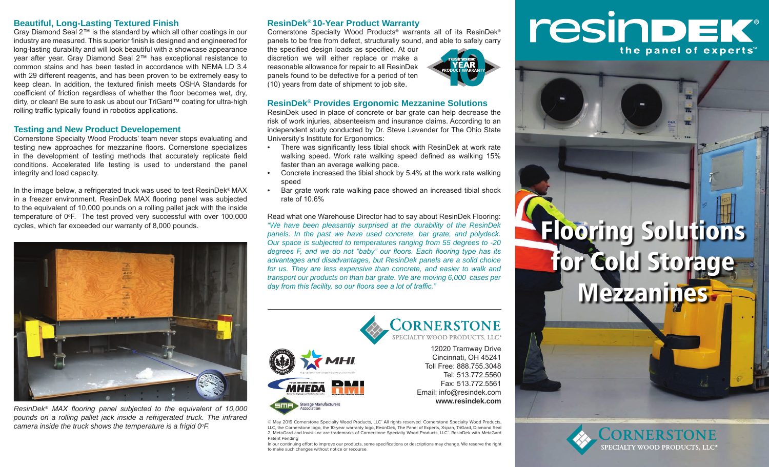## Beautiful, Long-Lasting Textured Finish

Gray Diamond Seal 2™ is the standard by which all other coatings in our industry are measured. This superior finish is designed and engineered for long-lasting durability and will look beautiful with a showcase appearance year after year. Gray Diamond Seal 2™ has exceptional resistance to common stains and has been tested in accordance with NEMA LD 3.4 with 29 different reagents, and has been proven to be extremely easy to keep clean. In addition, the textured finish meets OSHA Standards for coefficient of friction regardless of whether the floor becomes wet, dry, dirty, or clean! Be sure to ask us about our TriGard™ coating for ultra-high rolling traffic typically found in robotics applications.

## Testing and New Product Developement

Cornerstone Specialty Wood Products' team never stops evaluating and testing new approaches for mezzanine floors. Cornerstone specializes in the development of testing methods that accurately replicate field conditions. Accelerated life testing is used to understand the panel integrity and load capacity.

In the image below, a refrigerated truck was used to test ResinDek® MAX in a freezer environment. ResinDek MAX flooring panel was subjected to the equivalent of 10,000 pounds on a rolling pallet jack with the inside temperature of 0°F. The test proved very successful with over 100,000 cycles, which far exceeded our warranty of 8,000 pounds.

*ResinDek® MAX flooring panel subjected to the equivalent of 10,000 pounds on a rolling pallet jack inside a refrigerated truck. The infrared camera inside the truck shows the temperature is a frigid 0°F.*

## ResinDek® 10-Year Product Warranty

Cornerstone Specialty Wood Products® warrants all of its ResinDek® panels to be free from defect, structurally sound, and able to safely carry the specified design loads as specified. At our discretion we will either replace or make a reasonable allowance for repair to all ResinDek panels found to be defective for a period of ten (10) years from date of shipment to job site.

resinDEK 10 YEAR PRODUCT WARRANTY

## ResinDek® Provides Ergonomic Mezzanine Solutions

ResinDek used in place of concrete or bar grate can help decrease the risk of work injuries, absenteeism and insurance claims. According to an independent study conducted by Dr. Steve Lavender for The Ohio State University's Institute for Ergonomics:

- There was significantly less tibial shock with ResinDek at work rate walking speed. Work rate walking speed defined as walking 15% faster than an average walking pace.
- Concrete increased the tibial shock by 5.4% at the work rate walking speed
- Bar grate work rate walking pace showed an increased tibial shock rate of 10.6%

Read what one Warehouse Director had to say about ResinDek Flooring: *"We have been pleasantly surprised at the durability of the ResinDek panels. In the past we have used concrete, bar grate, and polydeck. Our space is subjected to temperatures ranging from 55 degrees to -20 degrees F, and we do not "baby" our floors. Each flooring type has its advantages and disadvantages, but ResinDek panels are a solid choice for us. They are less expensive than concrete, and easier to walk and transport our products on than bar grate. We are moving 6,000 cases per day from this facility, so our floors see a lot of traffic."*

**CORNERSTONE**
SPECIALTY WOOD PRODUCTS, LLC®

12020 Tramway Drive
Cincinnati, OH 45241
Toll Free: 888.755.3048
Tel: 513.772.5560
Fax: 513.772.5561
Email: info@resindek.com
**www.resindek.com**

MHI — MHEDA — RMI — SMA Storage Manufacturers Association

© May 2019 Cornerstone Specialty Wood Products, LLC® All rights reserved. Cornerstone Specialty Wood Products, LLC, the Cornerstone logo, the 10-year warranty logo, ResinDek, The Panel of Experts, Xspan, TriGard, Diamond Seal 2, MetaGard and Invisi-Loc are trademarks of Cornerstone Specialty Wood Products, LLC®. ResinDek with MetaGard Patent Pending

In our continuing effort to improve our products, some specifications or descriptions may change. We reserve the right to make such changes without notice or recourse.

# resinDEK®

the panel of experts℠

# Flooring Solutions for Cold Storage Mezzanines

**CORNERSTONE**
SPECIALTY WOOD PRODUCTS, LLC®